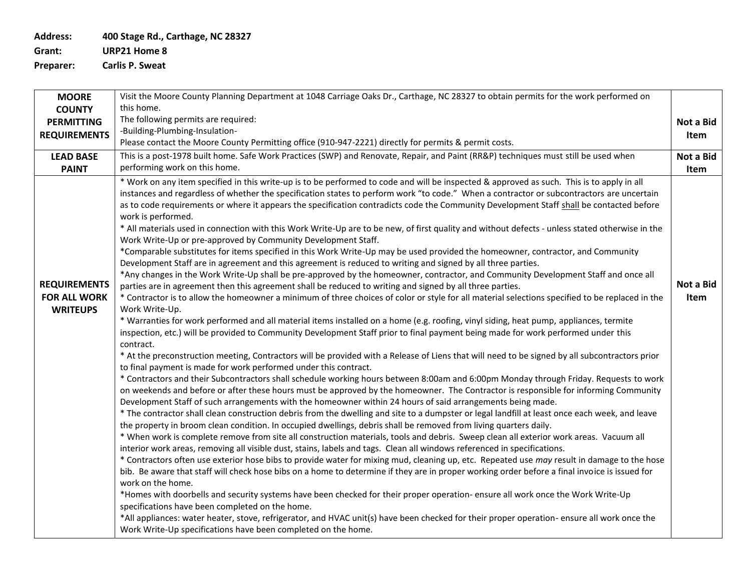**Address:** 400 Stage Rd., Carthage, NC 28327

**Grant:** URP21 Home 8

**Preparer:** Carlis P. Sweat

| | | |
|---|---|---|
| **MOORE COUNTY PERMITTING REQUIREMENTS** | Visit the Moore County Planning Department at 1048 Carriage Oaks Dr., Carthage, NC 28327 to obtain permits for the work performed on this home.<br>The following permits are required:<br>-Building-Plumbing-Insulation-<br>Please contact the Moore County Permitting office (910-947-2221) directly for permits & permit costs. | **Not a Bid Item** |
| **LEAD BASE PAINT** | This is a post-1978 built home. Safe Work Practices (SWP) and Renovate, Repair, and Paint (RR&P) techniques must still be used when performing work on this home. | **Not a Bid Item** |
| **REQUIREMENTS FOR ALL WORK WRITEUPS** | * Work on any item specified in this write-up is to be performed to code and will be inspected & approved as such. This is to apply in all instances and regardless of whether the specification states to perform work "to code." When a contractor or subcontractors are uncertain as to code requirements or where it appears the specification contradicts code the Community Development Staff <u>shall</u> be contacted before work is performed.<br>* All materials used in connection with this Work Write-Up are to be new, of first quality and without defects - unless stated otherwise in the Work Write-Up or pre-approved by Community Development Staff.<br>*Comparable substitutes for items specified in this Work Write-Up may be used provided the homeowner, contractor, and Community Development Staff are in agreement and this agreement is reduced to writing and signed by all three parties.<br>*Any changes in the Work Write-Up shall be pre-approved by the homeowner, contractor, and Community Development Staff and once all parties are in agreement then this agreement shall be reduced to writing and signed by all three parties.<br>* Contractor is to allow the homeowner a minimum of three choices of color or style for all material selections specified to be replaced in the Work Write-Up.<br>* Warranties for work performed and all material items installed on a home (e.g. roofing, vinyl siding, heat pump, appliances, termite inspection, etc.) will be provided to Community Development Staff prior to final payment being made for work performed under this contract.<br>* At the preconstruction meeting, Contractors will be provided with a Release of Liens that will need to be signed by all subcontractors prior to final payment is made for work performed under this contract.<br>* Contractors and their Subcontractors shall schedule working hours between 8:00am and 6:00pm Monday through Friday. Requests to work on weekends and before or after these hours must be approved by the homeowner. The Contractor is responsible for informing Community Development Staff of such arrangements with the homeowner within 24 hours of said arrangements being made.<br>* The contractor shall clean construction debris from the dwelling and site to a dumpster or legal landfill at least once each week, and leave the property in broom clean condition. In occupied dwellings, debris shall be removed from living quarters daily.<br>* When work is complete remove from site all construction materials, tools and debris. Sweep clean all exterior work areas. Vacuum all interior work areas, removing all visible dust, stains, labels and tags. Clean all windows referenced in specifications.<br>* Contractors often use exterior hose bibs to provide water for mixing mud, cleaning up, etc. Repeated use *may* result in damage to the hose bib. Be aware that staff will check hose bibs on a home to determine if they are in proper working order before a final invoice is issued for work on the home.<br>*Homes with doorbells and security systems have been checked for their proper operation- ensure all work once the Work Write-Up specifications have been completed on the home.<br>*All appliances: water heater, stove, refrigerator, and HVAC unit(s) have been checked for their proper operation- ensure all work once the Work Write-Up specifications have been completed on the home. | **Not a Bid Item** |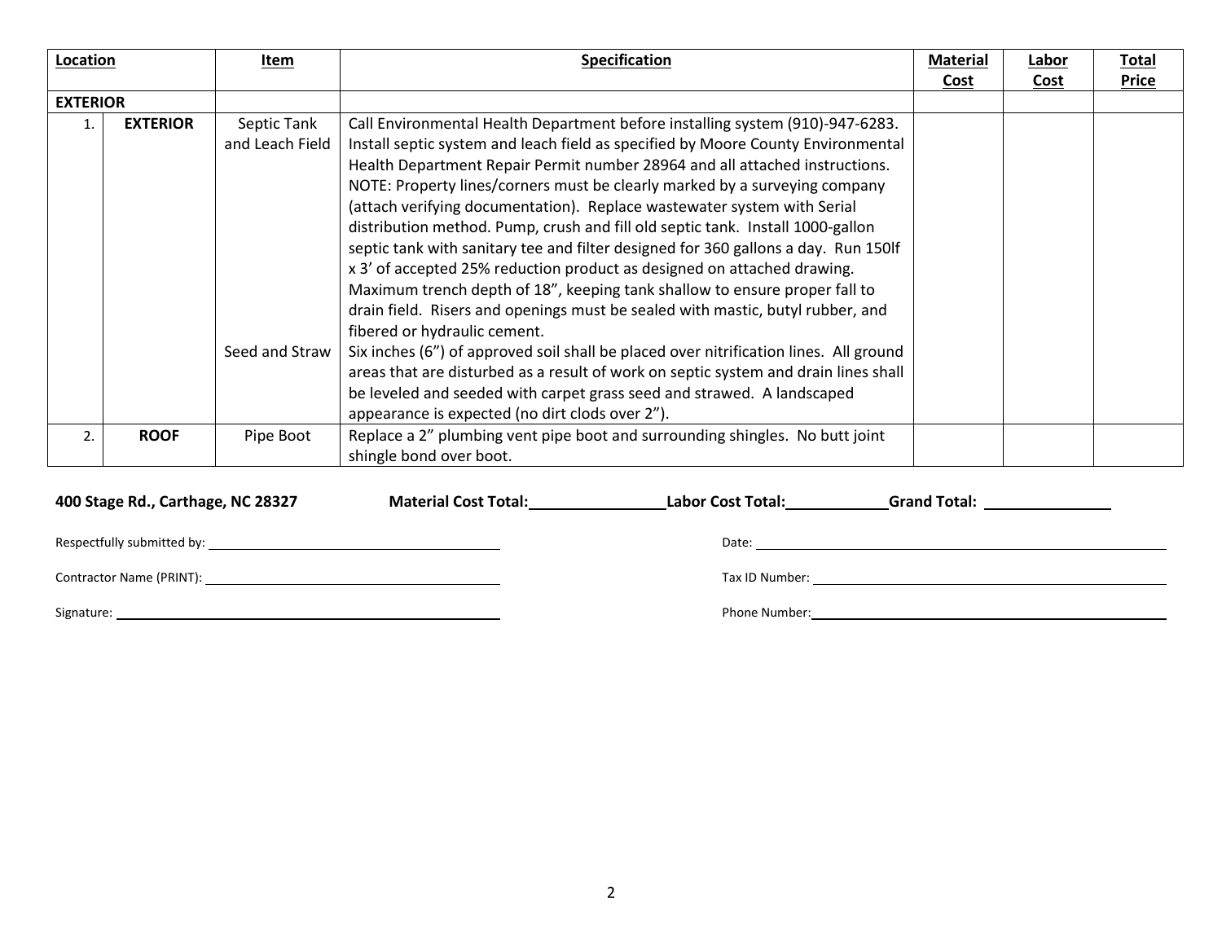| Location | | Item | Specification | Material Cost | Labor Cost | Total Price |
|---|---|---|---|---|---|---|
| **EXTERIOR** | | | | | | |
| 1. | **EXTERIOR** | Septic Tank and Leach Field | Call Environmental Health Department before installing system (910)-947-6283. Install septic system and leach field as specified by Moore County Environmental Health Department Repair Permit number 28964 and all attached instructions. NOTE: Property lines/corners must be clearly marked by a surveying company (attach verifying documentation). Replace wastewater system with Serial distribution method. Pump, crush and fill old septic tank. Install 1000-gallon septic tank with sanitary tee and filter designed for 360 gallons a day. Run 150lf x 3' of accepted 25% reduction product as designed on attached drawing. Maximum trench depth of 18", keeping tank shallow to ensure proper fall to drain field. Risers and openings must be sealed with mastic, butyl rubber, and fibered or hydraulic cement. | | | |
| | | Seed and Straw | Six inches (6") of approved soil shall be placed over nitrification lines. All ground areas that are disturbed as a result of work on septic system and drain lines shall be leveled and seeded with carpet grass seed and strawed. A landscaped appearance is expected (no dirt clods over 2"). | | | |
| 2. | **ROOF** | Pipe Boot | Replace a 2" plumbing vent pipe boot and surrounding shingles. No butt joint shingle bond over boot. | | | |

**400 Stage Rd., Carthage, NC 28327** **Material Cost Total:**\_\_\_\_\_\_\_\_\_\_ **Labor Cost Total:**\_\_\_\_\_\_\_\_\_\_ **Grand Total:** \_\_\_\_\_\_\_\_\_\_

Respectfully submitted by: \_\_\_\_\_\_\_\_\_\_\_\_\_\_\_\_\_\_\_\_ Date: \_\_\_\_\_\_\_\_\_\_\_\_\_\_\_\_\_\_\_\_

Contractor Name (PRINT): \_\_\_\_\_\_\_\_\_\_\_\_\_\_\_\_\_\_\_\_ Tax ID Number: \_\_\_\_\_\_\_\_\_\_\_\_\_\_\_\_\_\_\_\_

Signature: \_\_\_\_\_\_\_\_\_\_\_\_\_\_\_\_\_\_\_\_ Phone Number: \_\_\_\_\_\_\_\_\_\_\_\_\_\_\_\_\_\_\_\_